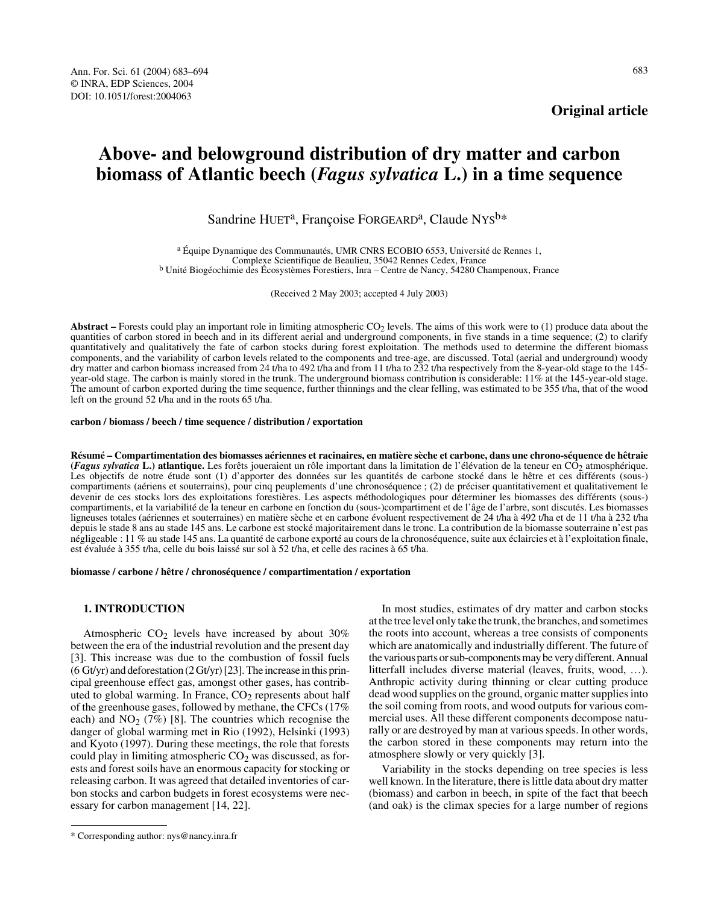**Original article**

# Above- and belowground distribution of dry matter and carbon biomass of Atlantic beech (*Fagus sylvatica* L.) in a time sequence

Sandrine HUET[a], Françoise FORGEARD[a], Claude NYS[b]*

[a] Équipe Dynamique des Communautés, UMR CNRS ECOBIO 6553, Université de Rennes 1, Complexe Scientifique de Beaulieu, 35042 Rennes Cedex, France

[b] Unité Biogéochimie des Écosystèmes Forestiers, Inra – Centre de Nancy, 54280 Champenoux, France

(Received 2 May 2003; accepted 4 July 2003)

**Abstract –** Forests could play an important role in limiting atmospheric $CO_2$ levels. The aims of this work were to (1) produce data about the quantities of carbon stored in beech and in its different aerial and underground components, in five stands in a time sequence; (2) to clarify quantitatively and qualitatively the fate of carbon stocks during forest exploitation. The methods used to determine the different biomass components, and the variability of carbon levels related to the components and tree-age, are discussed. Total (aerial and underground) woody dry matter and carbon biomass increased from 24 t/ha to 492 t/ha and from 11 t/ha to 232 t/ha respectively from the 8-year-old stage to the 145-year-old stage. The carbon is mainly stored in the trunk. The underground biomass contribution is considerable: 11% at the 145-year-old stage. The amount of carbon exported during the time sequence, further thinnings and the clear felling, was estimated to be 355 t/ha, that of the wood left on the ground 52 t/ha and in the roots 65 t/ha.

**carbon / biomass / beech / time sequence / distribution / exportation**

**Résumé – Compartimentation des biomasses aériennes et racinaires, en matière sèche et carbone, dans une chrono-séquence de hêtraie (*Fagus sylvatica* L.) atlantique.** Les forêts joueraient un rôle important dans la limitation de l'élévation de la teneur en $CO_2$ atmosphérique. Les objectifs de notre étude sont (1) d'apporter des données sur les quantités de carbone stocké dans le hêtre et ces différents (sous-) compartiments (aériens et souterrains), pour cinq peuplements d'une chronoséquence ; (2) de préciser quantitativement et qualitativement le devenir de ces stocks lors des exploitations forestières. Les aspects méthodologiques pour déterminer les biomasses des différents (sous-) compartiments, et la variabilité de la teneur en carbone en fonction du (sous-)compartiment et de l'âge de l'arbre, sont discutés. Les biomasses ligneuses totales (aériennes et souterraines) en matière sèche et en carbone évoluent respectivement de 24 t/ha à 492 t/ha et de 11 t/ha à 232 t/ha depuis le stade 8 ans au stade 145 ans. Le carbone est stocké majoritairement dans le tronc. La contribution de la biomasse souterraine n'est pas négligeable : 11 % au stade 145 ans. La quantité de carbone exporté au cours de la chronoséquence, suite aux éclaircies et à l'exploitation finale, est évaluée à 355 t/ha, celle du bois laissé sur sol à 52 t/ha, et celles des racines à 65 t/ha.

**biomasse / carbone / hêtre / chronoséquence / compartimentation / exportation**

## 1. INTRODUCTION

Atmospheric $CO_2$ levels have increased by about 30% between the era of the industrial revolution and the present day [3]. This increase was due to the combustion of fossil fuels (6 Gt/yr) and deforestation (2 Gt/yr) [23]. The increase in this principal greenhouse effect gas, amongst other gases, has contributed to global warming. In France, $CO_2$ represents about half of the greenhouse gases, followed by methane, the CFCs (17% each) and $NO_2$ (7%) [8]. The countries which recognise the danger of global warming met in Rio (1992), Helsinki (1993) and Kyoto (1997). During these meetings, the role that forests could play in limiting atmospheric $CO_2$ was discussed, as forests and forest soils have an enormous capacity for stocking or releasing carbon. It was agreed that detailed inventories of carbon stocks and carbon budgets in forest ecosystems were necessary for carbon management [14, 22].

In most studies, estimates of dry matter and carbon stocks at the tree level only take the trunk, the branches, and sometimes the roots into account, whereas a tree consists of components which are anatomically and industrially different. The future of the various parts or sub-components may be very different. Annual litterfall includes diverse material (leaves, fruits, wood, …). Anthropic activity during thinning or clear cutting produce dead wood supplies on the ground, organic matter supplies into the soil coming from roots, and wood outputs for various commercial uses. All these different components decompose naturally or are destroyed by man at various speeds. In other words, the carbon stored in these components may return into the atmosphere slowly or very quickly [3].

Variability in the stocks depending on tree species is less well known. In the literature, there is little data about dry matter (biomass) and carbon in beech, in spite of the fact that beech (and oak) is the climax species for a large number of regions

* Corresponding author: nys@nancy.inra.fr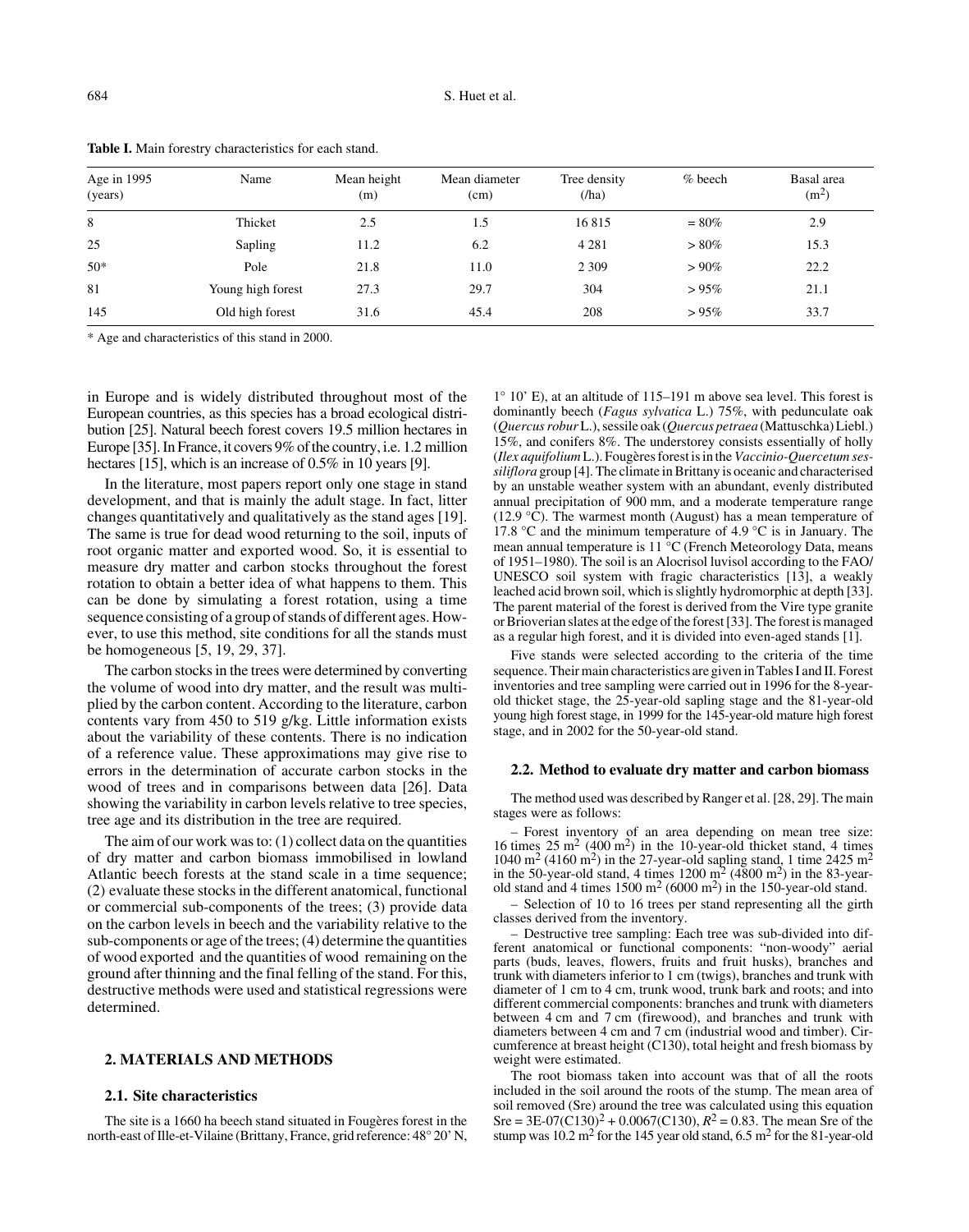**Table I.** Main forestry characteristics for each stand.

| Age in 1995 (years) | Name | Mean height (m) | Mean diameter (cm) | Tree density (/ha) | % beech | Basal area ($m^2$) |
|---|---|---|---|---|---|---|
| 8 | Thicket | 2.5 | 1.5 | 16 815 | ≈ 80% | 2.9 |
| 25 | Sapling | 11.2 | 6.2 | 4 281 | > 80% | 15.3 |
| 50* | Pole | 21.8 | 11.0 | 2 309 | > 90% | 22.2 |
| 81 | Young high forest | 27.3 | 29.7 | 304 | > 95% | 21.1 |
| 145 | Old high forest | 31.6 | 45.4 | 208 | > 95% | 33.7 |

\* Age and characteristics of this stand in 2000.

in Europe and is widely distributed throughout most of the European countries, as this species has a broad ecological distribution [25]. Natural beech forest covers 19.5 million hectares in Europe [35]. In France, it covers 9% of the country, i.e. 1.2 million hectares [15], which is an increase of 0.5% in 10 years [9].

In the literature, most papers report only one stage in stand development, and that is mainly the adult stage. In fact, litter changes quantitatively and qualitatively as the stand ages [19]. The same is true for dead wood returning to the soil, inputs of root organic matter and exported wood. So, it is essential to measure dry matter and carbon stocks throughout the forest rotation to obtain a better idea of what happens to them. This can be done by simulating a forest rotation, using a time sequence consisting of a group of stands of different ages. However, to use this method, site conditions for all the stands must be homogeneous [5, 19, 29, 37].

The carbon stocks in the trees were determined by converting the volume of wood into dry matter, and the result was multiplied by the carbon content. According to the literature, carbon contents vary from 450 to 519 g/kg. Little information exists about the variability of these contents. There is no indication of a reference value. These approximations may give rise to errors in the determination of accurate carbon stocks in the wood of trees and in comparisons between data [26]. Data showing the variability in carbon levels relative to tree species, tree age and its distribution in the tree are required.

The aim of our work was to: (1) collect data on the quantities of dry matter and carbon biomass immobilised in lowland Atlantic beech forests at the stand scale in a time sequence; (2) evaluate these stocks in the different anatomical, functional or commercial sub-components of the trees; (3) provide data on the carbon levels in beech and the variability relative to the sub-components or age of the trees; (4) determine the quantities of wood exported and the quantities of wood remaining on the ground after thinning and the final felling of the stand. For this, destructive methods were used and statistical regressions were determined.

## 2. MATERIALS AND METHODS

### 2.1. Site characteristics

The site is a 1660 ha beech stand situated in Fougères forest in the north-east of Ille-et-Vilaine (Brittany, France, grid reference: 48° 20' N, 1° 10' E), at an altitude of 115–191 m above sea level. This forest is dominantly beech (*Fagus sylvatica* L.) 75%, with pedunculate oak (*Quercus robur* L.), sessile oak (*Quercus petraea* (Mattuschka) Liebl.) 15%, and conifers 8%. The understorey consists essentially of holly (*Ilex aquifolium* L.). Fougères forest is in the *Vaccinio-Quercetum sessiliflora* group [4]. The climate in Brittany is oceanic and characterised by an unstable weather system with an abundant, evenly distributed annual precipitation of 900 mm, and a moderate temperature range (12.9 °C). The warmest month (August) has a mean temperature of 17.8 °C and the minimum temperature of 4.9 °C is in January. The mean annual temperature is 11 °C (French Meteorology Data, means of 1951–1980). The soil is an Alocrisol luvisol according to the FAO/UNESCO soil system with fragic characteristics [13], a weakly leached acid brown soil, which is slightly hydromorphic at depth [33]. The parent material of the forest is derived from the Vire type granite or Brioverian slates at the edge of the forest [33]. The forest is managed as a regular high forest, and it is divided into even-aged stands [1].

Five stands were selected according to the criteria of the time sequence. Their main characteristics are given in Tables I and II. Forest inventories and tree sampling were carried out in 1996 for the 8-year-old thicket stage, the 25-year-old sapling stage and the 81-year-old young high forest stage, in 1999 for the 145-year-old mature high forest stage, and in 2002 for the 50-year-old stand.

### 2.2. Method to evaluate dry matter and carbon biomass

The method used was described by Ranger et al. [28, 29]. The main stages were as follows:

– Forest inventory of an area depending on mean tree size: 16 times 25 $m^2$ (400 $m^2$) in the 10-year-old thicket stand, 4 times 1040 $m^2$ (4160 $m^2$) in the 27-year-old sapling stand, 1 time 2425 $m^2$ in the 50-year-old stand, 4 times 1200 $m^2$ (4800 $m^2$) in the 83-year-old stand and 4 times 1500 $m^2$ (6000 $m^2$) in the 150-year-old stand.

– Selection of 10 to 16 trees per stand representing all the girth classes derived from the inventory.

– Destructive tree sampling: Each tree was sub-divided into different anatomical or functional components: "non-woody" aerial parts (buds, leaves, flowers, fruits and fruit husks), branches and trunk with diameters inferior to 1 cm (twigs), branches and trunk with diameter of 1 cm to 4 cm, trunk wood, trunk bark and roots; and into different commercial components: branches and trunk with diameters between 4 cm and 7 cm (firewood), and branches and trunk with diameters between 4 cm and 7 cm (industrial wood and timber). Circumference at breast height (C130), total height and fresh biomass by weight were estimated.

The root biomass taken into account was that of all the roots included in the soil around the roots of the stump. The mean area of soil removed (Sre) around the tree was calculated using this equation Sre = 3E-07$(C130)^2$ + 0.0067(C130), $R^2$ = 0.83. The mean Sre of the stump was 10.2 $m^2$ for the 145 year old stand, 6.5 $m^2$ for the 81-year-old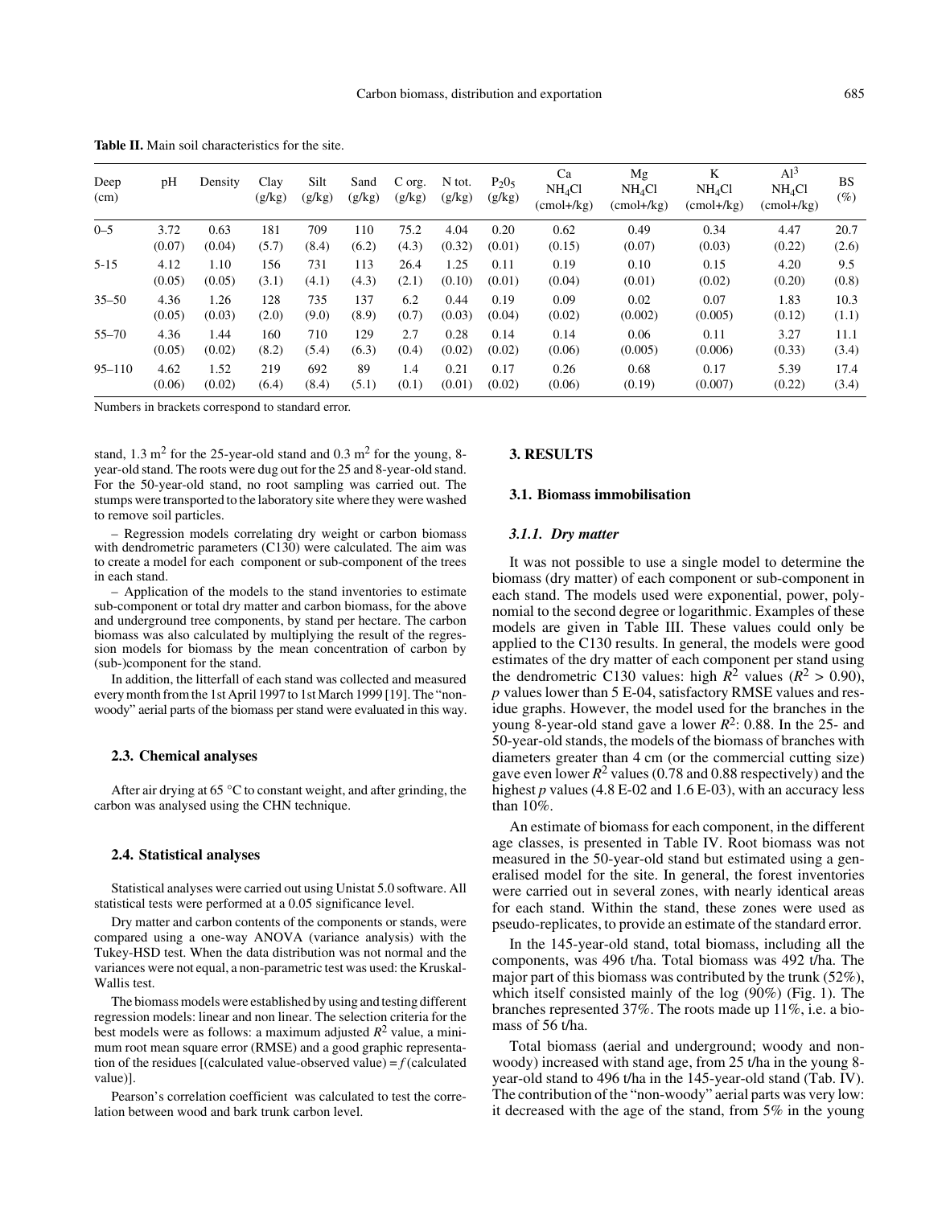**Table II.** Main soil characteristics for the site.

| Deep (cm) | pH | Density | Clay (g/kg) | Silt (g/kg) | Sand (g/kg) | C org. (g/kg) | N tot. (g/kg) | $P_2 0_5$ (g/kg) | Ca $NH_4Cl$ (cmol+/kg) | Mg $NH_4Cl$ (cmol+/kg) | K $NH_4Cl$ (cmol+/kg) | $Al^3$ $NH_4Cl$ (cmol+/kg) | BS (%) |
|---|---|---|---|---|---|---|---|---|---|---|---|---|---|
| 0–5 | 3.72 (0.07) | 0.63 (0.04) | 181 (5.7) | 709 (8.4) | 110 (6.2) | 75.2 (4.3) | 4.04 (0.32) | 0.20 (0.01) | 0.62 (0.15) | 0.49 (0.07) | 0.34 (0.03) | 4.47 (0.22) | 20.7 (2.6) |
| 5-15 | 4.12 (0.05) | 1.10 (0.05) | 156 (3.1) | 731 (4.1) | 113 (4.3) | 26.4 (2.1) | 1.25 (0.10) | 0.11 (0.01) | 0.19 (0.04) | 0.10 (0.01) | 0.15 (0.02) | 4.20 (0.20) | 9.5 (0.8) |
| 35–50 | 4.36 (0.05) | 1.26 (0.03) | 128 (2.0) | 735 (9.0) | 137 (8.9) | 6.2 (0.7) | 0.44 (0.03) | 0.19 (0.04) | 0.09 (0.02) | 0.02 (0.002) | 0.07 (0.005) | 1.83 (0.12) | 10.3 (1.1) |
| 55–70 | 4.36 (0.05) | 1.44 (0.02) | 160 (8.2) | 710 (5.4) | 129 (6.3) | 2.7 (0.4) | 0.28 (0.02) | 0.14 (0.02) | 0.14 (0.06) | 0.06 (0.005) | 0.11 (0.006) | 3.27 (0.33) | 11.1 (3.4) |
| 95–110 | 4.62 (0.06) | 1.52 (0.02) | 219 (6.4) | 692 (8.4) | 89 (5.1) | 1.4 (0.1) | 0.21 (0.01) | 0.17 (0.02) | 0.26 (0.06) | 0.68 (0.19) | 0.17 (0.007) | 5.39 (0.22) | 17.4 (3.4) |

Numbers in brackets correspond to standard error.

stand, 1.3 $m^2$ for the 25-year-old stand and 0.3 $m^2$ for the young, 8-year-old stand. The roots were dug out for the 25 and 8-year-old stand. For the 50-year-old stand, no root sampling was carried out. The stumps were transported to the laboratory site where they were washed to remove soil particles.

– Regression models correlating dry weight or carbon biomass with dendrometric parameters (C130) were calculated. The aim was to create a model for each component or sub-component of the trees in each stand.

– Application of the models to the stand inventories to estimate sub-component or total dry matter and carbon biomass, for the above and underground tree components, by stand per hectare. The carbon biomass was also calculated by multiplying the result of the regression models for biomass by the mean concentration of carbon by (sub-)component for the stand.

In addition, the litterfall of each stand was collected and measured every month from the 1st April 1997 to 1st March 1999 [19]. The "non-woody" aerial parts of the biomass per stand were evaluated in this way.

### 2.3. Chemical analyses

After air drying at 65 °C to constant weight, and after grinding, the carbon was analysed using the CHN technique.

### 2.4. Statistical analyses

Statistical analyses were carried out using Unistat 5.0 software. All statistical tests were performed at a 0.05 significance level.

Dry matter and carbon contents of the components or stands, were compared using a one-way ANOVA (variance analysis) with the Tukey-HSD test. When the data distribution was not normal and the variances were not equal, a non-parametric test was used: the Kruskal-Wallis test.

The biomass models were established by using and testing different regression models: linear and non linear. The selection criteria for the best models were as follows: a maximum adjusted $R^2$ value, a minimum root mean square error (RMSE) and a good graphic representation of the residues [(calculated value-observed value) = $f$ (calculated value)].

Pearson's correlation coefficient was calculated to test the correlation between wood and bark trunk carbon level.

## 3. RESULTS

### 3.1. Biomass immobilisation

#### *3.1.1. Dry matter*

It was not possible to use a single model to determine the biomass (dry matter) of each component or sub-component in each stand. The models used were exponential, power, polynomial to the second degree or logarithmic. Examples of these models are given in Table III. These values could only be applied to the C130 results. In general, the models were good estimates of the dry matter of each component per stand using the dendrometric C130 values: high $R^2$ values ($R^2 > 0.90$), $p$ values lower than 5 E-04, satisfactory RMSE values and residue graphs. However, the model used for the branches in the young 8-year-old stand gave a lower $R^2$: 0.88. In the 25- and 50-year-old stands, the models of the biomass of branches with diameters greater than 4 cm (or the commercial cutting size) gave even lower $R^2$ values (0.78 and 0.88 respectively) and the highest $p$ values (4.8 E-02 and 1.6 E-03), with an accuracy less than 10%.

An estimate of biomass for each component, in the different age classes, is presented in Table IV. Root biomass was not measured in the 50-year-old stand but estimated using a generalised model for the site. In general, the forest inventories were carried out in several zones, with nearly identical areas for each stand. Within the stand, these zones were used as pseudo-replicates, to provide an estimate of the standard error.

In the 145-year-old stand, total biomass, including all the components, was 496 t/ha. Total biomass was 492 t/ha. The major part of this biomass was contributed by the trunk (52%), which itself consisted mainly of the log (90%) (Fig. 1). The branches represented 37%. The roots made up 11%, i.e. a biomass of 56 t/ha.

Total biomass (aerial and underground; woody and non-woody) increased with stand age, from 25 t/ha in the young 8-year-old stand to 496 t/ha in the 145-year-old stand (Tab. IV). The contribution of the "non-woody" aerial parts was very low: it decreased with the age of the stand, from 5% in the young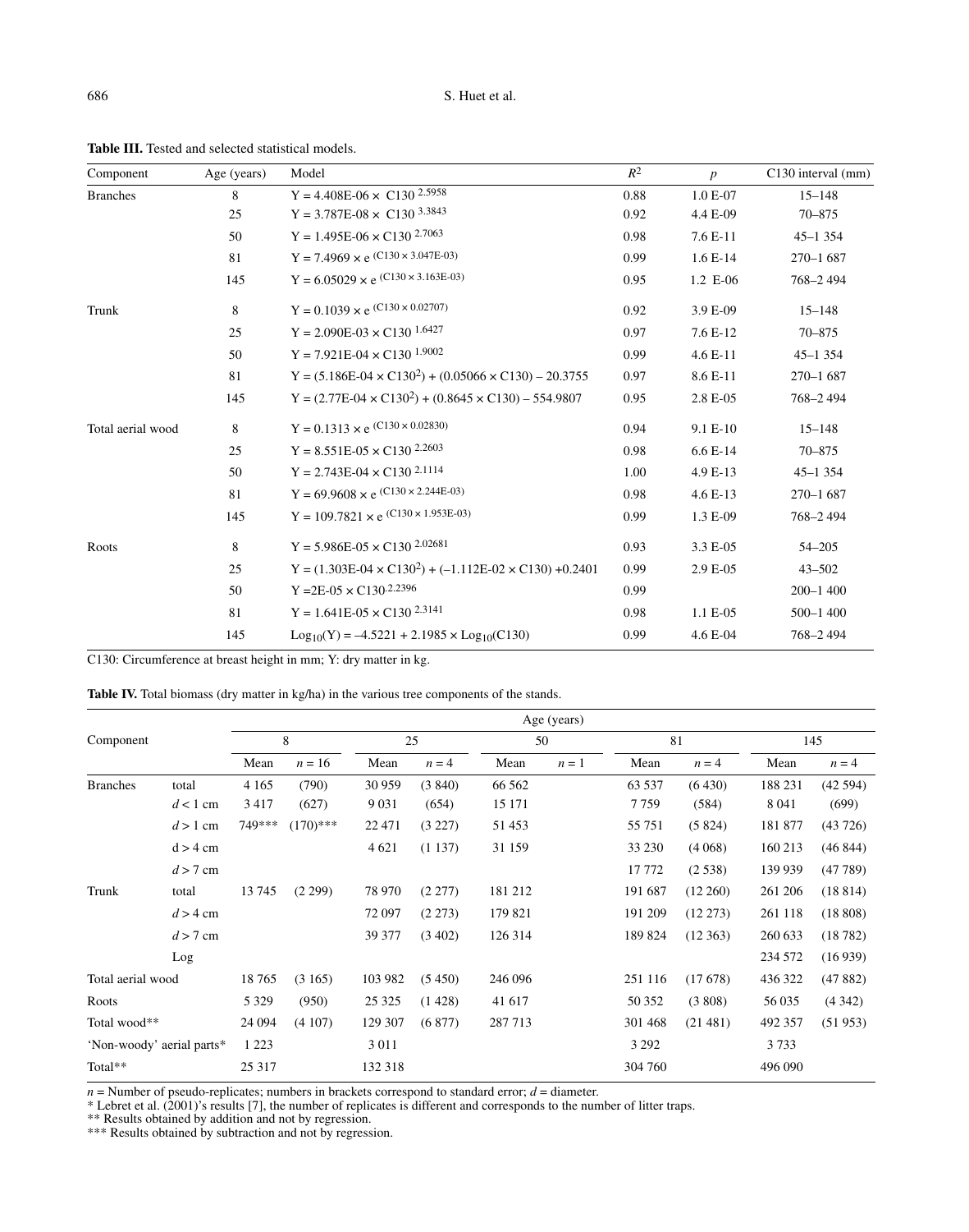**Table III.** Tested and selected statistical models.

| Component | Age (years) | Model | $R^2$ | $p$ | C130 interval (mm) |
|---|---|---|---|---|---|
| Branches | 8 | $Y = 4.408E\text{-}06 \times C130^{2.5958}$ | 0.88 | 1.0 E-07 | 15–148 |
| | 25 | $Y = 3.787E\text{-}08 \times C130^{3.3843}$ | 0.92 | 4.4 E-09 | 70–875 |
| | 50 | $Y = 1.495E\text{-}06 \times C130^{2.7063}$ | 0.98 | 7.6 E-11 | 45–1 354 |
| | 81 | $Y = 7.4969 \times e^{(C130 \times 3.047E\text{-}03)}$ | 0.99 | 1.6 E-14 | 270–1 687 |
| | 145 | $Y = 6.05029 \times e^{(C130 \times 3.163E\text{-}03)}$ | 0.95 | 1.2 E-06 | 768–2 494 |
| Trunk | 8 | $Y = 0.1039 \times e^{(C130 \times 0.02707)}$ | 0.92 | 3.9 E-09 | 15–148 |
| | 25 | $Y = 2.090E\text{-}03 \times C130^{1.6427}$ | 0.97 | 7.6 E-12 | 70–875 |
| | 50 | $Y = 7.921E\text{-}04 \times C130^{1.9002}$ | 0.99 | 4.6 E-11 | 45–1 354 |
| | 81 | $Y = (5.186E\text{-}04 \times C130^2) + (0.05066 \times C130) - 20.3755$ | 0.97 | 8.6 E-11 | 270–1 687 |
| | 145 | $Y = (2.77E\text{-}04 \times C130^2) + (0.8645 \times C130) - 554.9807$ | 0.95 | 2.8 E-05 | 768–2 494 |
| Total aerial wood | 8 | $Y = 0.1313 \times e^{(C130 \times 0.02830)}$ | 0.94 | 9.1 E-10 | 15–148 |
| | 25 | $Y = 8.551E\text{-}05 \times C130^{2.2603}$ | 0.98 | 6.6 E-14 | 70–875 |
| | 50 | $Y = 2.743E\text{-}04 \times C130^{2.1114}$ | 1.00 | 4.9 E-13 | 45–1 354 |
| | 81 | $Y = 69.9608 \times e^{(C130 \times 2.244E\text{-}03)}$ | 0.98 | 4.6 E-13 | 270–1 687 |
| | 145 | $Y = 109.7821 \times e^{(C130 \times 1.953E\text{-}03)}$ | 0.99 | 1.3 E-09 | 768–2 494 |
| Roots | 8 | $Y = 5.986E\text{-}05 \times C130^{2.02681}$ | 0.93 | 3.3 E-05 | 54–205 |
| | 25 | $Y = (1.303E\text{-}04 \times C130^2) + (-1.112E\text{-}02 \times C130) + 0.2401$ | 0.99 | 2.9 E-05 | 43–502 |
| | 50 | $Y = 2E\text{-}05 \times C130^{2.2396}$ | 0.99 | | 200–1 400 |
| | 81 | $Y = 1.641E\text{-}05 \times C130^{2.3141}$ | 0.98 | 1.1 E-05 | 500–1 400 |
| | 145 | $Log_{10}(Y) = -4.5221 + 2.1985 \times Log_{10}(C130)$ | 0.99 | 4.6 E-04 | 768–2 494 |

C130: Circumference at breast height in mm; Y: dry matter in kg.

**Table IV.** Total biomass (dry matter in kg/ha) in the various tree components of the stands.

| Component | | Age (years) | | | | | | | | | |
|---|---|---|---|---|---|---|---|---|---|---|---|
| | | 8 | | 25 | | 50 | | 81 | | 145 | |
| | | Mean | $n = 16$ | Mean | $n = 4$ | Mean | $n = 1$ | Mean | $n = 4$ | Mean | $n = 4$ |
| Branches | total | 4 165 | (790) | 30 959 | (3 840) | 66 562 | | 63 537 | (6 430) | 188 231 | (42 594) |
| | $d < 1$ cm | 3 417 | (627) | 9 031 | (654) | 15 171 | | 7 759 | (584) | 8 041 | (699) |
| | $d > 1$ cm | 749*** | (170)*** | 22 471 | (3 227) | 51 453 | | 55 751 | (5 824) | 181 877 | (43 726) |
| | $d > 4$ cm | | | 4 621 | (1 137) | 31 159 | | 33 230 | (4 068) | 160 213 | (46 844) |
| | $d > 7$ cm | | | | | | | 17 772 | (2 538) | 139 939 | (47 789) |
| Trunk | total | 13 745 | (2 299) | 78 970 | (2 277) | 181 212 | | 191 687 | (12 260) | 261 206 | (18 814) |
| | $d > 4$ cm | | | 72 097 | (2 273) | 179 821 | | 191 209 | (12 273) | 261 118 | (18 808) |
| | $d > 7$ cm | | | 39 377 | (3 402) | 126 314 | | 189 824 | (12 363) | 260 633 | (18 782) |
| | Log | | | | | | | | | 234 572 | (16 939) |
| Total aerial wood | | 18 765 | (3 165) | 103 982 | (5 450) | 246 096 | | 251 116 | (17 678) | 436 322 | (47 882) |
| Roots | | 5 329 | (950) | 25 325 | (1 428) | 41 617 | | 50 352 | (3 808) | 56 035 | (4 342) |
| Total wood** | | 24 094 | (4 107) | 129 307 | (6 877) | 287 713 | | 301 468 | (21 481) | 492 357 | (51 953) |
| 'Non-woody' aerial parts* | | 1 223 | | 3 011 | | | | 3 292 | | 3 733 | |
| Total** | | 25 317 | | 132 318 | | | | 304 760 | | 496 090 | |

$n$ = Number of pseudo-replicates; numbers in brackets correspond to standard error; $d$ = diameter.
* Lebret et al. (2001)'s results [7], the number of replicates is different and corresponds to the number of litter traps.
** Results obtained by addition and not by regression.
*** Results obtained by subtraction and not by regression.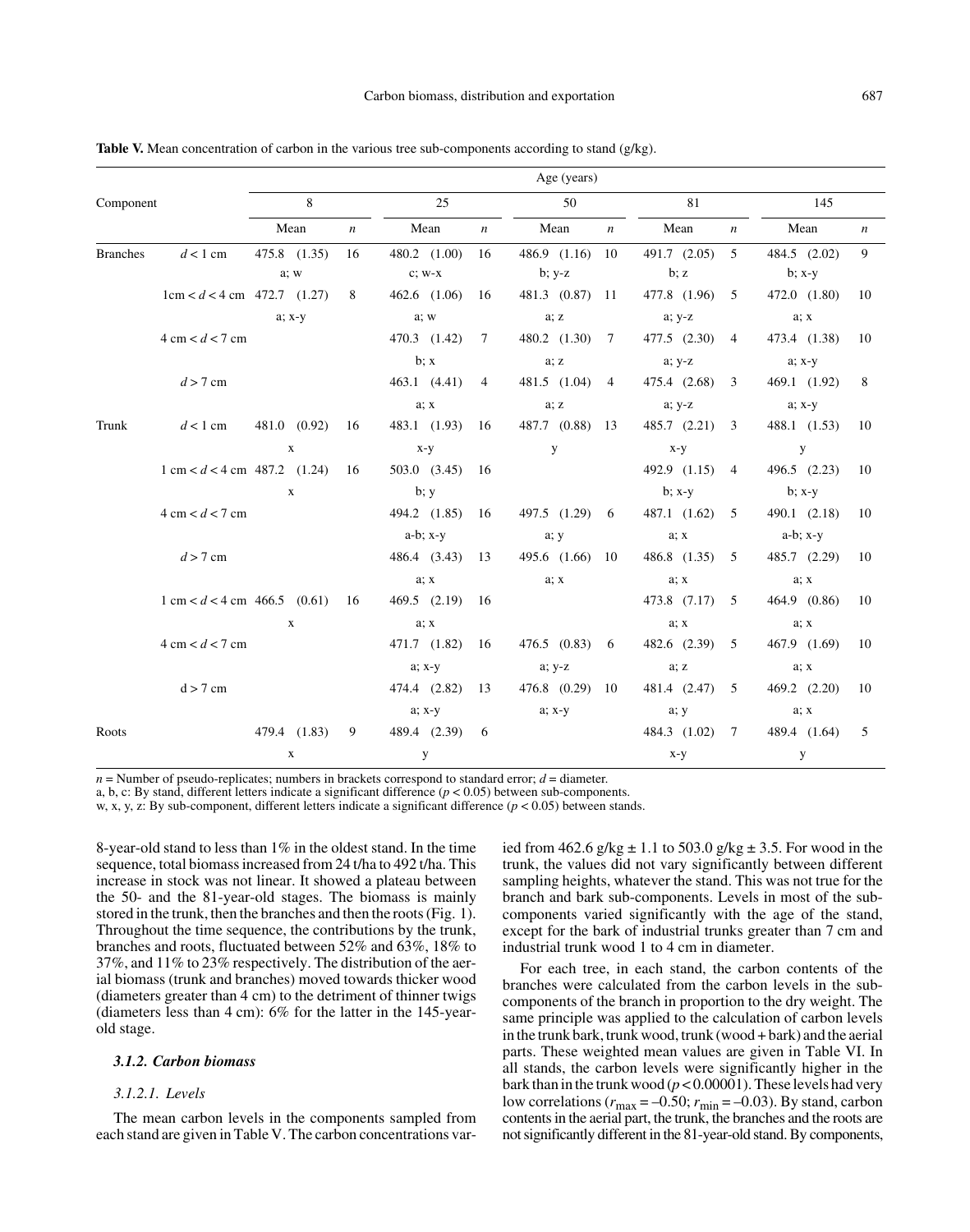**Table V.** Mean concentration of carbon in the various tree sub-components according to stand (g/kg).

| Component | | Age (years) | | | | | | | | | |
|---|---|---|---|---|---|---|---|---|---|---|---|
| | | 8 | | 25 | | 50 | | 81 | | 145 | |
| | | Mean | $n$ | Mean | $n$ | Mean | $n$ | Mean | $n$ | Mean | $n$ |
| Branches | $d < 1$ cm | 475.8 (1.35) a; w | 16 | 480.2 (1.00) c; w-x | 16 | 486.9 (1.16) b; y-z | 10 | 491.7 (2.05) b; z | 5 | 484.5 (2.02) b; x-y | 9 |
| | 1cm < $d$ < 4 cm | 472.7 (1.27) a; x-y | 8 | 462.6 (1.06) a; w | 16 | 481.3 (0.87) a; z | 11 | 477.8 (1.96) a; y-z | 5 | 472.0 (1.80) a; x | 10 |
| | 4 cm < $d$ < 7 cm | | | 470.3 (1.42) b; x | 7 | 480.2 (1.30) a; z | 7 | 477.5 (2.30) a; y-z | 4 | 473.4 (1.38) a; x-y | 10 |
| | $d$ > 7 cm | | | 463.1 (4.41) a; x | 4 | 481.5 (1.04) a; z | 4 | 475.4 (2.68) a; y-z | 3 | 469.1 (1.92) a; x-y | 8 |
| Trunk | $d < 1$ cm | 481.0 (0.92) x | 16 | 483.1 (1.93) x-y | 16 | 487.7 (0.88) y | 13 | 485.7 (2.21) x-y | 3 | 488.1 (1.53) y | 10 |
| | 1 cm < $d$ < 4 cm | 487.2 (1.24) x | 16 | 503.0 (3.45) b; y | 16 | | | 492.9 (1.15) b; x-y | 4 | 496.5 (2.23) b; x-y | 10 |
| | 4 cm < $d$ < 7 cm | | | 494.2 (1.85) a-b; x-y | 16 | 497.5 (1.29) a; y | 6 | 487.1 (1.62) a; x | 5 | 490.1 (2.18) a-b; x-y | 10 |
| | $d$ > 7 cm | | | 486.4 (3.43) a; x | 13 | 495.6 (1.66) a; x | 10 | 486.8 (1.35) a; x | 5 | 485.7 (2.29) a; x | 10 |
| | 1 cm < $d$ < 4 cm | 466.5 (0.61) x | 16 | 469.5 (2.19) a; x | 16 | | | 473.8 (7.17) a; x | 5 | 464.9 (0.86) a; x | 10 |
| | 4 cm < $d$ < 7 cm | | | 471.7 (1.82) a; x-y | 16 | 476.5 (0.83) a; y-z | 6 | 482.6 (2.39) a; z | 5 | 467.9 (1.69) a; x | 10 |
| | d > 7 cm | | | 474.4 (2.82) a; x-y | 13 | 476.8 (0.29) a; x-y | 10 | 481.4 (2.47) a; y | 5 | 469.2 (2.20) a; x | 10 |
| Roots | | 479.4 (1.83) x | 9 | 489.4 (2.39) y | 6 | | | 484.3 (1.02) x-y | 7 | 489.4 (1.64) y | 5 |

$n$ = Number of pseudo-replicates; numbers in brackets correspond to standard error; $d$ = diameter.
a, b, c: By stand, different letters indicate a significant difference ($p < 0.05$) between sub-components.
w, x, y, z: By sub-component, different letters indicate a significant difference ($p < 0.05$) between stands.

8-year-old stand to less than 1% in the oldest stand. In the time sequence, total biomass increased from 24 t/ha to 492 t/ha. This increase in stock was not linear. It showed a plateau between the 50- and the 81-year-old stages. The biomass is mainly stored in the trunk, then the branches and then the roots (Fig. 1). Throughout the time sequence, the contributions by the trunk, branches and roots, fluctuated between 52% and 63%, 18% to 37%, and 11% to 23% respectively. The distribution of the aerial biomass (trunk and branches) moved towards thicker wood (diameters greater than 4 cm) to the detriment of thinner twigs (diameters less than 4 cm): 6% for the latter in the 145-year-old stage.

### *3.1.2. Carbon biomass*

#### *3.1.2.1. Levels*

The mean carbon levels in the components sampled from each stand are given in Table V. The carbon concentrations varied from 462.6 g/kg ± 1.1 to 503.0 g/kg ± 3.5. For wood in the trunk, the values did not vary significantly between different sampling heights, whatever the stand. This was not true for the branch and bark sub-components. Levels in most of the sub-components varied significantly with the age of the stand, except for the bark of industrial trunks greater than 7 cm and industrial trunk wood 1 to 4 cm in diameter.

For each tree, in each stand, the carbon contents of the branches were calculated from the carbon levels in the sub-components of the branch in proportion to the dry weight. The same principle was applied to the calculation of carbon levels in the trunk bark, trunk wood, trunk (wood + bark) and the aerial parts. These weighted mean values are given in Table VI. In all stands, the carbon levels were significantly higher in the bark than in the trunk wood ($p < 0.00001$). These levels had very low correlations ($r_{max} = –0.50$; $r_{min} = –0.03$). By stand, carbon contents in the aerial part, the trunk, the branches and the roots are not significantly different in the 81-year-old stand. By components,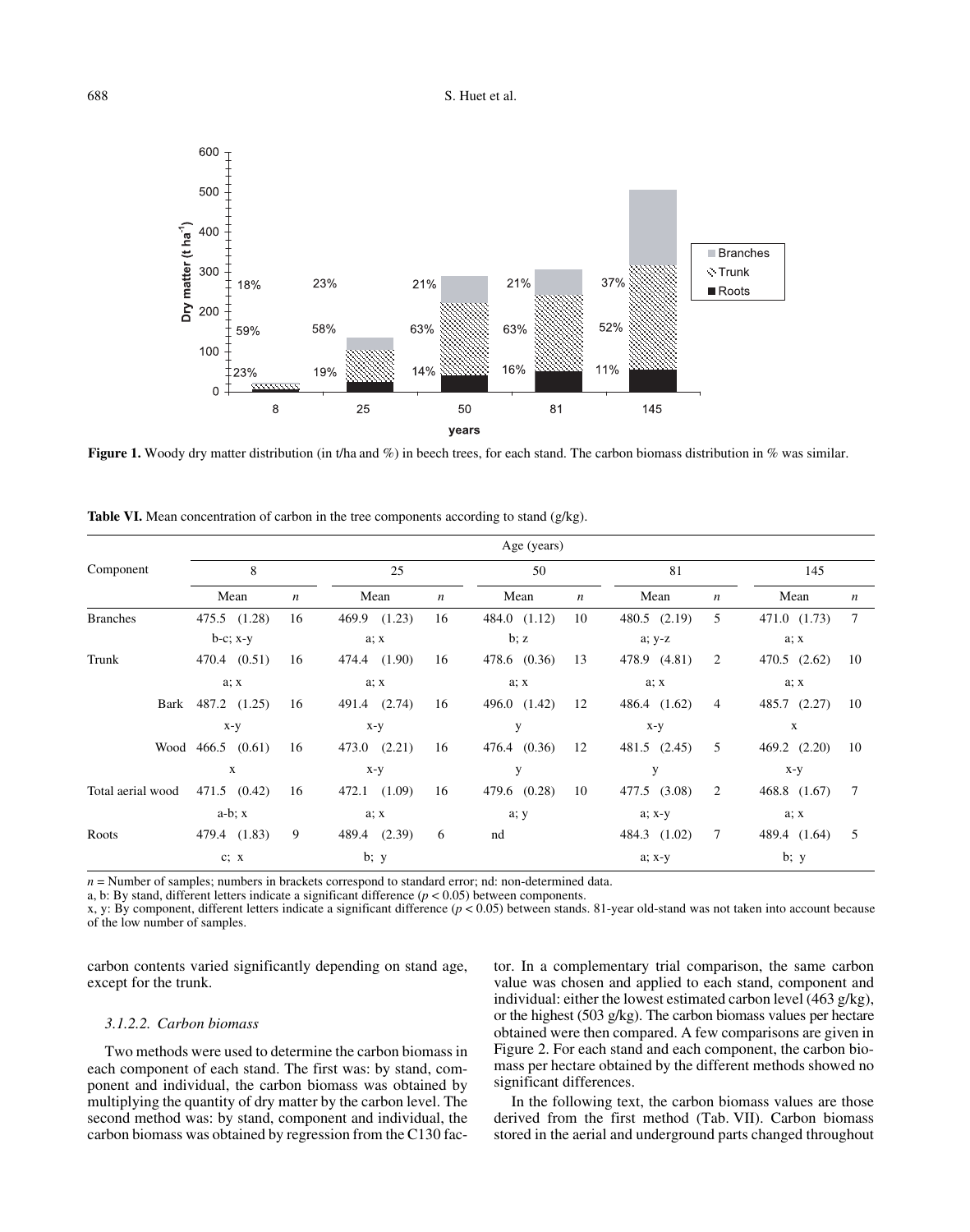**Figure 1.** Woody dry matter distribution (in t/ha and %) in beech trees, for each stand. The carbon biomass distribution in % was similar.

**Table VI.** Mean concentration of carbon in the tree components according to stand (g/kg).

| Component | | Age (years) | | | | | | | | | |
|---|---|---|---|---|---|---|---|---|---|---|---|
| | | 8 | | 25 | | 50 | | 81 | | 145 | |
| | | Mean | *n* | Mean | *n* | Mean | *n* | Mean | *n* | Mean | *n* |
| Branches | | 475.5 (1.28) | 16 | 469.9 (1.23) | 16 | 484.0 (1.12) | 10 | 480.5 (2.19) | 5 | 471.0 (1.73) | 7 |
| | | b-c; x-y | | a; x | | b; z | | a; y-z | | a; x | |
| Trunk | | 470.4 (0.51) | 16 | 474.4 (1.90) | 16 | 478.6 (0.36) | 13 | 478.9 (4.81) | 2 | 470.5 (2.62) | 10 |
| | | a; x | | a; x | | a; x | | a; x | | a; x | |
| | Bark | 487.2 (1.25) | 16 | 491.4 (2.74) | 16 | 496.0 (1.42) | 12 | 486.4 (1.62) | 4 | 485.7 (2.27) | 10 |
| | | x-y | | x-y | | y | | x-y | | x | |
| | Wood | 466.5 (0.61) | 16 | 473.0 (2.21) | 16 | 476.4 (0.36) | 12 | 481.5 (2.45) | 5 | 469.2 (2.20) | 10 |
| | | x | | x-y | | y | | y | | x-y | |
| Total aerial wood | | 471.5 (0.42) | 16 | 472.1 (1.09) | 16 | 479.6 (0.28) | 10 | 477.5 (3.08) | 2 | 468.8 (1.67) | 7 |
| | | a-b; x | | a; x | | a; y | | a; x-y | | a; x | |
| Roots | | 479.4 (1.83) | 9 | 489.4 (2.39) | 6 | nd | | 484.3 (1.02) | 7 | 489.4 (1.64) | 5 |
| | | c; x | | b; y | | | | a; x-y | | b; y | |

*n* = Number of samples; numbers in brackets correspond to standard error; nd: non-determined data.
a, b: By stand, different letters indicate a significant difference ($p < 0.05$) between components.
x, y: By component, different letters indicate a significant difference ($p < 0.05$) between stands. 81-year old-stand was not taken into account because of the low number of samples.

carbon contents varied significantly depending on stand age, except for the trunk.

#### *3.1.2.2. Carbon biomass*

Two methods were used to determine the carbon biomass in each component of each stand. The first was: by stand, component and individual, the carbon biomass was obtained by multiplying the quantity of dry matter by the carbon level. The second method was: by stand, component and individual, the carbon biomass was obtained by regression from the C130 factor. In a complementary trial comparison, the same carbon value was chosen and applied to each stand, component and individual: either the lowest estimated carbon level (463 g/kg), or the highest (503 g/kg). The carbon biomass values per hectare obtained were then compared. A few comparisons are given in Figure 2. For each stand and each component, the carbon biomass per hectare obtained by the different methods showed no significant differences.

In the following text, the carbon biomass values are those derived from the first method (Tab. VII). Carbon biomass stored in the aerial and underground parts changed throughout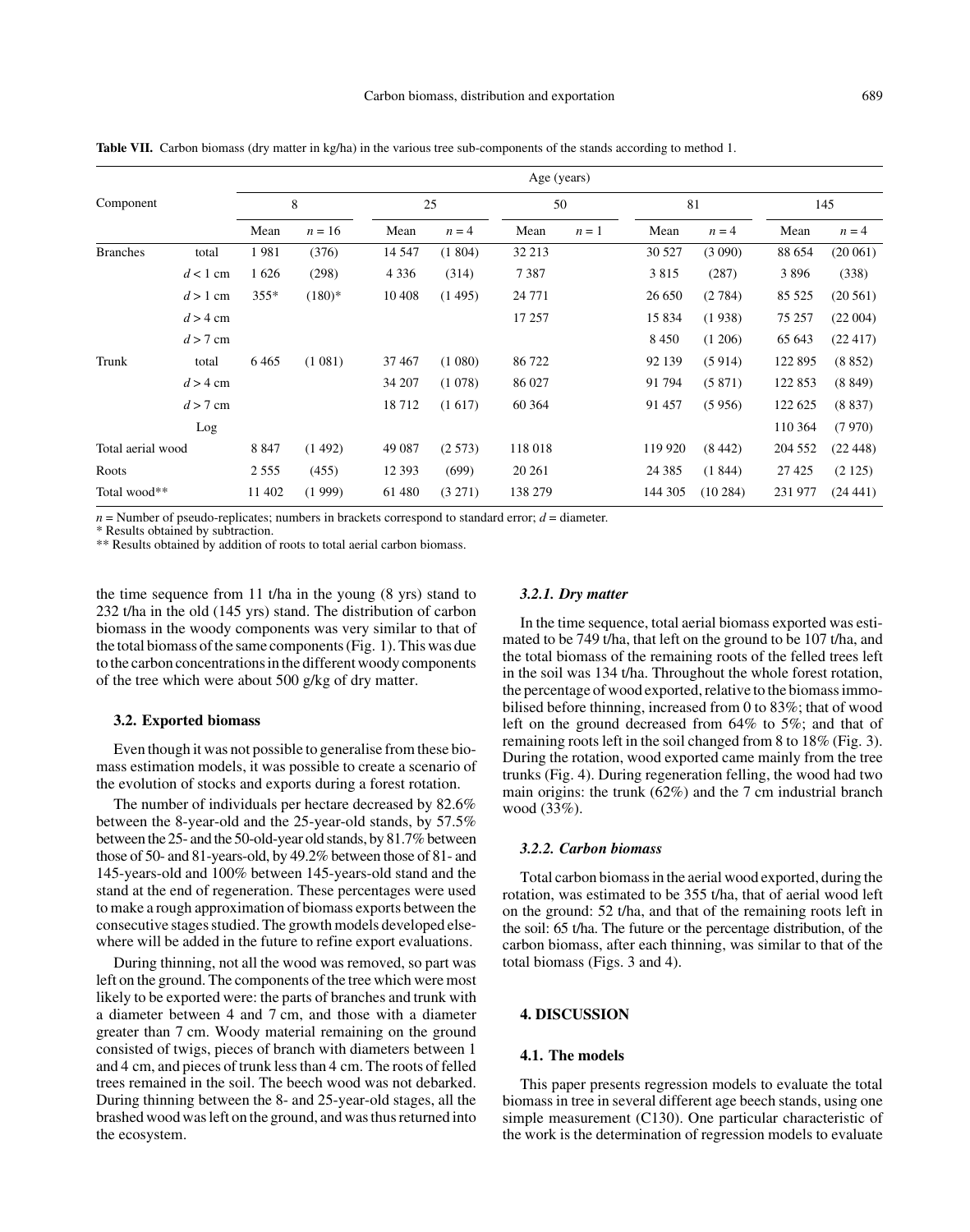**Table VII.** Carbon biomass (dry matter in kg/ha) in the various tree sub-components of the stands according to method 1.

| Component | | Age (years) | | | | | | | | | |
|---|---|---|---|---|---|---|---|---|---|---|---|
| | | 8 | | 25 | | 50 | | 81 | | 145 | |
| | | Mean | $n = 16$ | Mean | $n = 4$ | Mean | $n = 1$ | Mean | $n = 4$ | Mean | $n = 4$ |
| Branches | total | 1 981 | (376) | 14 547 | (1 804) | 32 213 | | 30 527 | (3 090) | 88 654 | (20 061) |
| | $d < 1$ cm | 1 626 | (298) | 4 336 | (314) | 7 387 | | 3 815 | (287) | 3 896 | (338) |
| | $d > 1$ cm | 355* | (180)* | 10 408 | (1 495) | 24 771 | | 26 650 | (2 784) | 85 525 | (20 561) |
| | $d > 4$ cm | | | | | 17 257 | | 15 834 | (1 938) | 75 257 | (22 004) |
| | $d > 7$ cm | | | | | | | 8 450 | (1 206) | 65 643 | (22 417) |
| Trunk | total | 6 465 | (1 081) | 37 467 | (1 080) | 86 722 | | 92 139 | (5 914) | 122 895 | (8 852) |
| | $d > 4$ cm | | | 34 207 | (1 078) | 86 027 | | 91 794 | (5 871) | 122 853 | (8 849) |
| | $d > 7$ cm | | | 18 712 | (1 617) | 60 364 | | 91 457 | (5 956) | 122 625 | (8 837) |
| | Log | | | | | | | | | 110 364 | (7 970) |
| Total aerial wood | | 8 847 | (1 492) | 49 087 | (2 573) | 118 018 | | 119 920 | (8 442) | 204 552 | (22 448) |
| Roots | | 2 555 | (455) | 12 393 | (699) | 20 261 | | 24 385 | (1 844) | 27 425 | (2 125) |
| Total wood** | | 11 402 | (1 999) | 61 480 | (3 271) | 138 279 | | 144 305 | (10 284) | 231 977 | (24 441) |

$n$ = Number of pseudo-replicates; numbers in brackets correspond to standard error; $d$ = diameter.
\* Results obtained by subtraction.
\** Results obtained by addition of roots to total aerial carbon biomass.

the time sequence from 11 t/ha in the young (8 yrs) stand to 232 t/ha in the old (145 yrs) stand. The distribution of carbon biomass in the woody components was very similar to that of the total biomass of the same components (Fig. 1). This was due to the carbon concentrations in the different woody components of the tree which were about 500 g/kg of dry matter.

### 3.2. Exported biomass

Even though it was not possible to generalise from these biomass estimation models, it was possible to create a scenario of the evolution of stocks and exports during a forest rotation.

The number of individuals per hectare decreased by 82.6% between the 8-year-old and the 25-year-old stands, by 57.5% between the 25- and the 50-old-year old stands, by 81.7% between those of 50- and 81-years-old, by 49.2% between those of 81- and 145-years-old and 100% between 145-years-old stand and the stand at the end of regeneration. These percentages were used to make a rough approximation of biomass exports between the consecutive stages studied. The growth models developed elsewhere will be added in the future to refine export evaluations.

During thinning, not all the wood was removed, so part was left on the ground. The components of the tree which were most likely to be exported were: the parts of branches and trunk with a diameter between 4 and 7 cm, and those with a diameter greater than 7 cm. Woody material remaining on the ground consisted of twigs, pieces of branch with diameters between 1 and 4 cm, and pieces of trunk less than 4 cm. The roots of felled trees remained in the soil. The beech wood was not debarked. During thinning between the 8- and 25-year-old stages, all the brashed wood was left on the ground, and was thus returned into the ecosystem.

#### *3.2.1. Dry matter*

In the time sequence, total aerial biomass exported was estimated to be 749 t/ha, that left on the ground to be 107 t/ha, and the total biomass of the remaining roots of the felled trees left in the soil was 134 t/ha. Throughout the whole forest rotation, the percentage of wood exported, relative to the biomass immobilised before thinning, increased from 0 to 83%; that of wood left on the ground decreased from 64% to 5%; and that of remaining roots left in the soil changed from 8 to 18% (Fig. 3). During the rotation, wood exported came mainly from the tree trunks (Fig. 4). During regeneration felling, the wood had two main origins: the trunk (62%) and the 7 cm industrial branch wood (33%).

#### *3.2.2. Carbon biomass*

Total carbon biomass in the aerial wood exported, during the rotation, was estimated to be 355 t/ha, that of aerial wood left on the ground: 52 t/ha, and that of the remaining roots left in the soil: 65 t/ha. The future or the percentage distribution, of the carbon biomass, after each thinning, was similar to that of the total biomass (Figs. 3 and 4).

## 4. DISCUSSION

### 4.1. The models

This paper presents regression models to evaluate the total biomass in tree in several different age beech stands, using one simple measurement (C130). One particular characteristic of the work is the determination of regression models to evaluate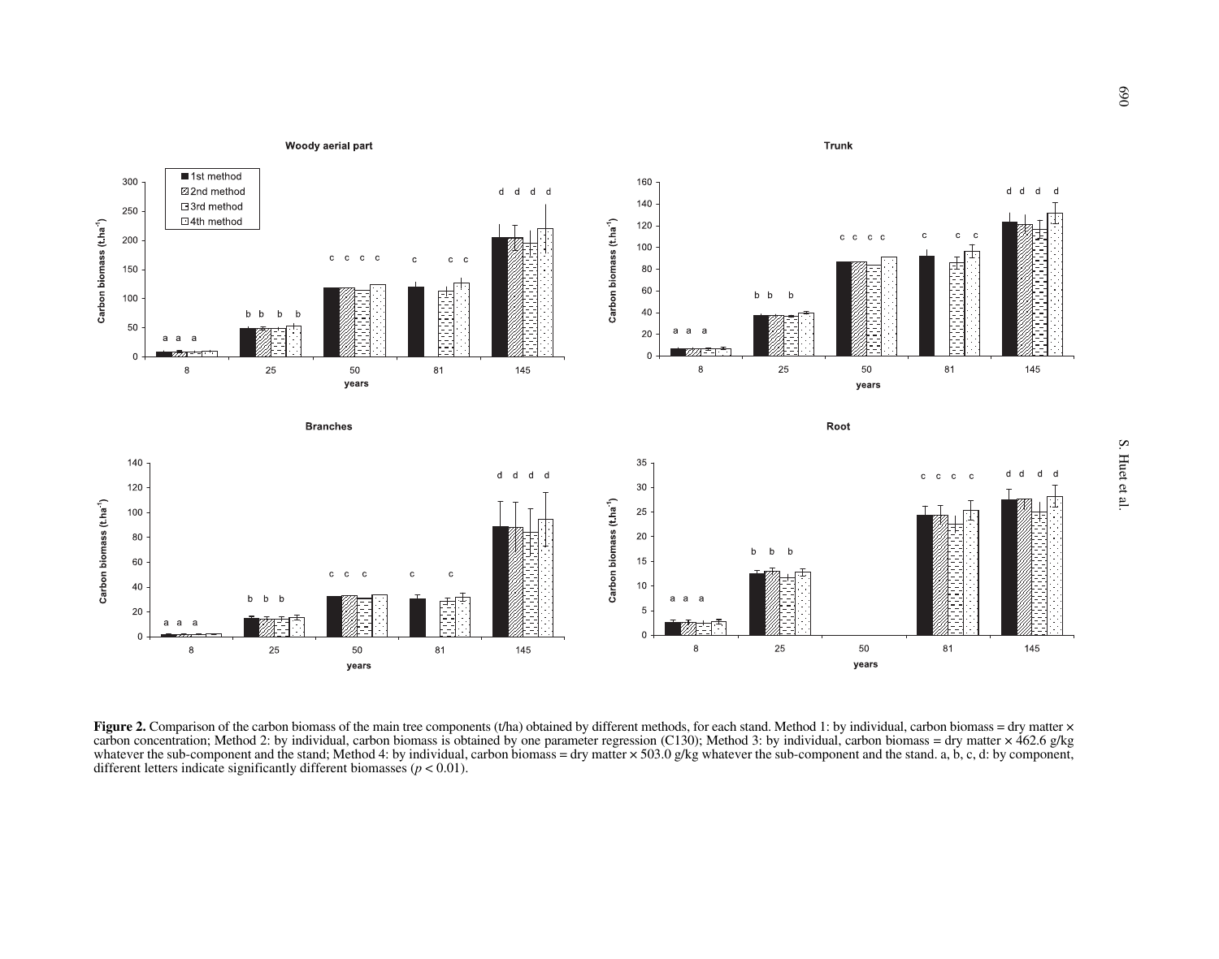**Figure 2.** Comparison of the carbon biomass of the main tree components (t/ha) obtained by different methods, for each stand. Method 1: by individual, carbon biomass = dry matter × carbon concentration; Method 2: by individual, carbon biomass is obtained by one parameter regression (C130); Method 3: by individual, carbon biomass = dry matter × 462.6 g/kg whatever the sub-component and the stand; Method 4: by individual, carbon biomass = dry matter × 503.0 g/kg whatever the sub-component and the stand. a, b, c, d: by component, different letters indicate significantly different biomasses ($p < 0.01$).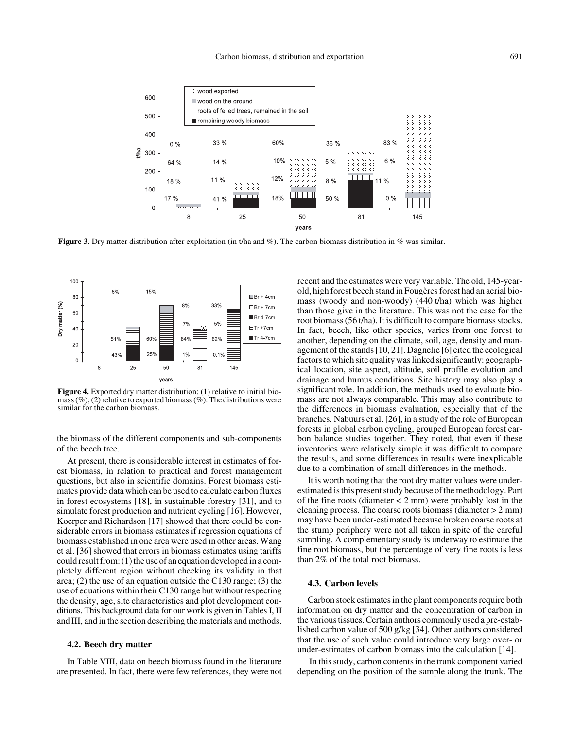**Figure 3.** Dry matter distribution after exploitation (in t/ha and %). The carbon biomass distribution in % was similar.

**Figure 4.** Exported dry matter distribution: (1) relative to initial biomass (%); (2) relative to exported biomass (%). The distributions were similar for the carbon biomass.

the biomass of the different components and sub-components of the beech tree.

At present, there is considerable interest in estimates of forest biomass, in relation to practical and forest management questions, but also in scientific domains. Forest biomass estimates provide data which can be used to calculate carbon fluxes in forest ecosystems [18], in sustainable forestry [31], and to simulate forest production and nutrient cycling [16]. However, Koerper and Richardson [17] showed that there could be considerable errors in biomass estimates if regression equations of biomass established in one area were used in other areas. Wang et al. [36] showed that errors in biomass estimates using tariffs could result from: (1) the use of an equation developed in a completely different region without checking its validity in that area; (2) the use of an equation outside the C130 range; (3) the use of equations within their C130 range but without respecting the density, age, site characteristics and plot development conditions. This background data for our work is given in Tables I, II and III, and in the section describing the materials and methods.

### 4.2. Beech dry matter

In Table VIII, data on beech biomass found in the literature are presented. In fact, there were few references, they were not recent and the estimates were very variable. The old, 145-year-old, high forest beech stand in Fougères forest had an aerial biomass (woody and non-woody) (440 t/ha) which was higher than those give in the literature. This was not the case for the root biomass (56 t/ha). It is difficult to compare biomass stocks. In fact, beech, like other species, varies from one forest to another, depending on the climate, soil, age, density and management of the stands [10, 21]. Dagnelie [6] cited the ecological factors to which site quality was linked significantly: geographical location, site aspect, altitude, soil profile evolution and drainage and humus conditions. Site history may also play a significant role. In addition, the methods used to evaluate biomass are not always comparable. This may also contribute to the differences in biomass evaluation, especially that of the branches. Nabuurs et al. [26], in a study of the role of European forests in global carbon cycling, grouped European forest carbon balance studies together. They noted, that even if these inventories were relatively simple it was difficult to compare the results, and some differences in results were inexplicable due to a combination of small differences in the methods.

It is worth noting that the root dry matter values were underestimated is this present study because of the methodology. Part of the fine roots (diameter < 2 mm) were probably lost in the cleaning process. The coarse roots biomass (diameter > 2 mm) may have been under-estimated because broken coarse roots at the stump periphery were not all taken in spite of the careful sampling. A complementary study is underway to estimate the fine root biomass, but the percentage of very fine roots is less than 2% of the total root biomass.

### 4.3. Carbon levels

Carbon stock estimates in the plant components require both information on dry matter and the concentration of carbon in the various tissues. Certain authors commonly used a pre-established carbon value of 500 g/kg [34]. Other authors considered that the use of such value could introduce very large over- or under-estimates of carbon biomass into the calculation [14].

In this study, carbon contents in the trunk component varied depending on the position of the sample along the trunk. The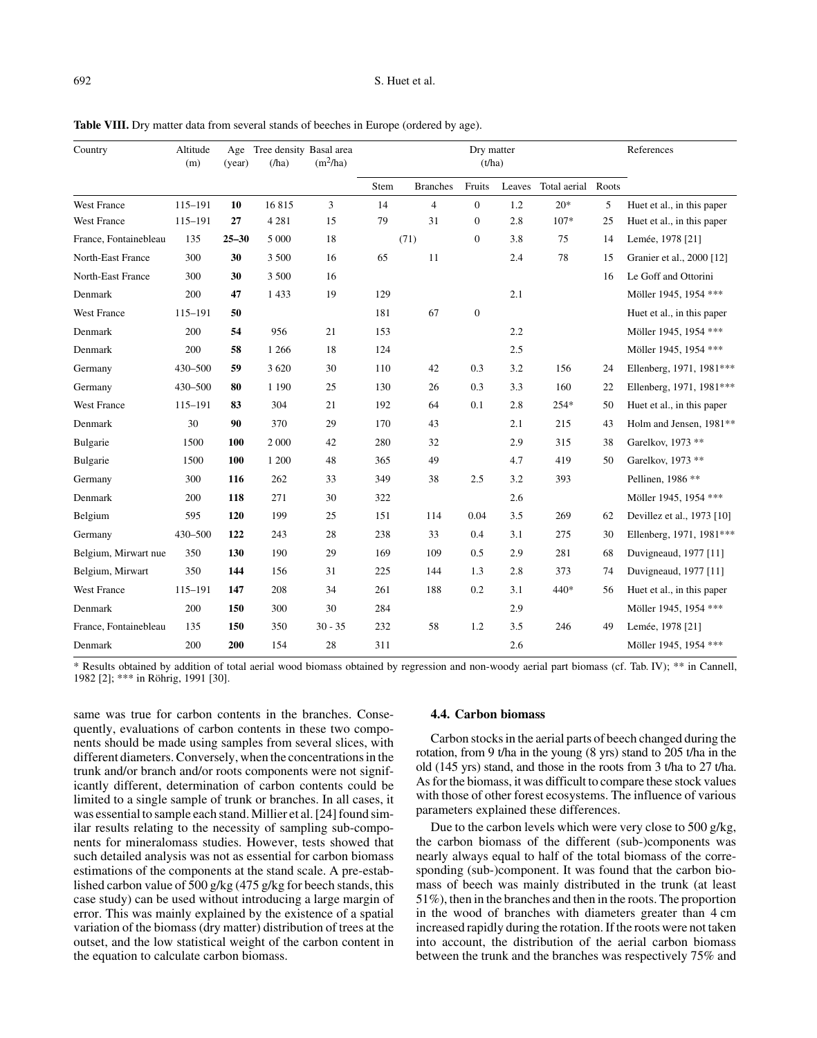**Table VIII.** Dry matter data from several stands of beeches in Europe (ordered by age).

| Country | Altitude (m) | Age (year) | Tree density (/ha) | Basal area (m²/ha) | Dry matter (t/ha) | | | | | | References |
|---|---|---|---|---|---|---|---|---|---|---|---|
| | | | | | Stem | Branches | Fruits | Leaves | Total aerial | Roots | |
| West France | 115–191 | **10** | 16 815 | 3 | 14 | 4 | 0 | 1.2 | 20* | 5 | Huet et al., in this paper |
| West France | 115–191 | **27** | 4 281 | 15 | 79 | 31 | 0 | 2.8 | 107* | 25 | Huet et al., in this paper |
| France, Fontainebleau | 135 | **25–30** | 5 000 | 18 | (71) | | 0 | 3.8 | 75 | 14 | Lemée, 1978 [21] |
| North-East France | 300 | **30** | 3 500 | 16 | 65 | 11 | | 2.4 | 78 | 15 | Granier et al., 2000 [12] |
| North-East France | 300 | **30** | 3 500 | 16 | | | | | | 16 | Le Goff and Ottorini |
| Denmark | 200 | **47** | 1 433 | 19 | 129 | | | 2.1 | | | Möller 1945, 1954 *** |
| West France | 115–191 | **50** | | | 181 | 67 | 0 | | | | Huet et al., in this paper |
| Denmark | 200 | **54** | 956 | 21 | 153 | | | 2.2 | | | Möller 1945, 1954 *** |
| Denmark | 200 | **58** | 1 266 | 18 | 124 | | | 2.5 | | | Möller 1945, 1954 *** |
| Germany | 430–500 | **59** | 3 620 | 30 | 110 | 42 | 0.3 | 3.2 | 156 | 24 | Ellenberg, 1971, 1981*** |
| Germany | 430–500 | **80** | 1 190 | 25 | 130 | 26 | 0.3 | 3.3 | 160 | 22 | Ellenberg, 1971, 1981*** |
| West France | 115–191 | **83** | 304 | 21 | 192 | 64 | 0.1 | 2.8 | 254* | 50 | Huet et al., in this paper |
| Denmark | 30 | **90** | 370 | 29 | 170 | 43 | | 2.1 | 215 | 43 | Holm and Jensen, 1981** |
| Bulgarie | 1500 | **100** | 2 000 | 42 | 280 | 32 | | 2.9 | 315 | 38 | Garelkov, 1973 ** |
| Bulgarie | 1500 | **100** | 1 200 | 48 | 365 | 49 | | 4.7 | 419 | 50 | Garelkov, 1973 ** |
| Germany | 300 | **116** | 262 | 33 | 349 | 38 | 2.5 | 3.2 | 393 | | Pellinen, 1986 ** |
| Denmark | 200 | **118** | 271 | 30 | 322 | | | 2.6 | | | Möller 1945, 1954 *** |
| Belgium | 595 | **120** | 199 | 25 | 151 | 114 | 0.04 | 3.5 | 269 | 62 | Devillez et al., 1973 [10] |
| Germany | 430–500 | **122** | 243 | 28 | 238 | 33 | 0.4 | 3.1 | 275 | 30 | Ellenberg, 1971, 1981*** |
| Belgium, Mirwart nue | 350 | **130** | 190 | 29 | 169 | 109 | 0.5 | 2.9 | 281 | 68 | Duvigneaud, 1977 [11] |
| Belgium, Mirwart | 350 | **144** | 156 | 31 | 225 | 144 | 1.3 | 2.8 | 373 | 74 | Duvigneaud, 1977 [11] |
| West France | 115–191 | **147** | 208 | 34 | 261 | 188 | 0.2 | 3.1 | 440* | 56 | Huet et al., in this paper |
| Denmark | 200 | **150** | 300 | 30 | 284 | | | 2.9 | | | Möller 1945, 1954 *** |
| France, Fontainebleau | 135 | **150** | 350 | 30 - 35 | 232 | 58 | 1.2 | 3.5 | 246 | 49 | Lemée, 1978 [21] |
| Denmark | 200 | **200** | 154 | 28 | 311 | | | 2.6 | | | Möller 1945, 1954 *** |

\* Results obtained by addition of total aerial wood biomass obtained by regression and non-woody aerial part biomass (cf. Tab. IV); ** in Cannell, 1982 [2]; *** in Röhrig, 1991 [30].

same was true for carbon contents in the branches. Consequently, evaluations of carbon contents in these two components should be made using samples from several slices, with different diameters. Conversely, when the concentrations in the trunk and/or branch and/or roots components were not significantly different, determination of carbon contents could be limited to a single sample of trunk or branches. In all cases, it was essential to sample each stand. Millier et al. [24] found similar results relating to the necessity of sampling sub-components for mineralomass studies. However, tests showed that such detailed analysis was not as essential for carbon biomass estimations of the components at the stand scale. A pre-established carbon value of 500 g/kg (475 g/kg for beech stands, this case study) can be used without introducing a large margin of error. This was mainly explained by the existence of a spatial variation of the biomass (dry matter) distribution of trees at the outset, and the low statistical weight of the carbon content in the equation to calculate carbon biomass.

### 4.4. Carbon biomass

Carbon stocks in the aerial parts of beech changed during the rotation, from 9 t/ha in the young (8 yrs) stand to 205 t/ha in the old (145 yrs) stand, and those in the roots from 3 t/ha to 27 t/ha. As for the biomass, it was difficult to compare these stock values with those of other forest ecosystems. The influence of various parameters explained these differences.

Due to the carbon levels which were very close to 500 g/kg, the carbon biomass of the different (sub-)components was nearly always equal to half of the total biomass of the corresponding (sub-)component. It was found that the carbon biomass of beech was mainly distributed in the trunk (at least 51%), then in the branches and then in the roots. The proportion in the wood of branches with diameters greater than 4 cm increased rapidly during the rotation. If the roots were not taken into account, the distribution of the aerial carbon biomass between the trunk and the branches was respectively 75% and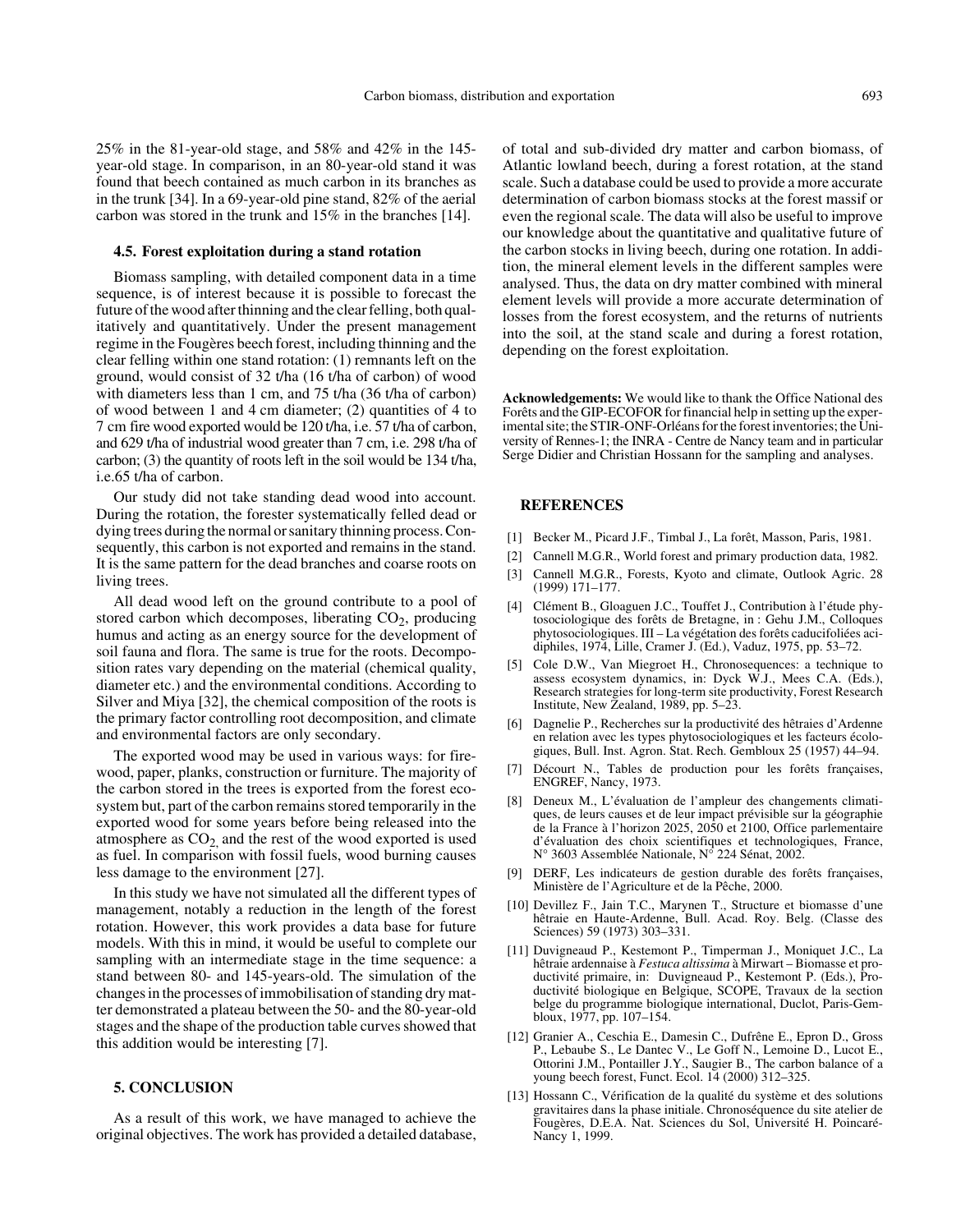25% in the 81-year-old stage, and 58% and 42% in the 145-year-old stage. In comparison, in an 80-year-old stand it was found that beech contained as much carbon in its branches as in the trunk [34]. In a 69-year-old pine stand, 82% of the aerial carbon was stored in the trunk and 15% in the branches [14].

### 4.5. Forest exploitation during a stand rotation

Biomass sampling, with detailed component data in a time sequence, is of interest because it is possible to forecast the future of the wood after thinning and the clear felling, both qualitatively and quantitatively. Under the present management regime in the Fougères beech forest, including thinning and the clear felling within one stand rotation: (1) remnants left on the ground, would consist of 32 t/ha (16 t/ha of carbon) of wood with diameters less than 1 cm, and 75 t/ha (36 t/ha of carbon) of wood between 1 and 4 cm diameter; (2) quantities of 4 to 7 cm fire wood exported would be 120 t/ha, i.e. 57 t/ha of carbon, and 629 t/ha of industrial wood greater than 7 cm, i.e. 298 t/ha of carbon; (3) the quantity of roots left in the soil would be 134 t/ha, i.e.65 t/ha of carbon.

Our study did not take standing dead wood into account. During the rotation, the forester systematically felled dead or dying trees during the normal or sanitary thinning process. Consequently, this carbon is not exported and remains in the stand. It is the same pattern for the dead branches and coarse roots on living trees.

All dead wood left on the ground contribute to a pool of stored carbon which decomposes, liberating $CO_2$, producing humus and acting as an energy source for the development of soil fauna and flora. The same is true for the roots. Decomposition rates vary depending on the material (chemical quality, diameter etc.) and the environmental conditions. According to Silver and Miya [32], the chemical composition of the roots is the primary factor controlling root decomposition, and climate and environmental factors are only secondary.

The exported wood may be used in various ways: for firewood, paper, planks, construction or furniture. The majority of the carbon stored in the trees is exported from the forest ecosystem but, part of the carbon remains stored temporarily in the exported wood for some years before being released into the atmosphere as $CO_2$, and the rest of the wood exported is used as fuel. In comparison with fossil fuels, wood burning causes less damage to the environment [27].

In this study we have not simulated all the different types of management, notably a reduction in the length of the forest rotation. However, this work provides a data base for future models. With this in mind, it would be useful to complete our sampling with an intermediate stage in the time sequence: a stand between 80- and 145-years-old. The simulation of the changes in the processes of immobilisation of standing dry matter demonstrated a plateau between the 50- and the 80-year-old stages and the shape of the production table curves showed that this addition would be interesting [7].

## 5. CONCLUSION

As a result of this work, we have managed to achieve the original objectives. The work has provided a detailed database, of total and sub-divided dry matter and carbon biomass, of Atlantic lowland beech, during a forest rotation, at the stand scale. Such a database could be used to provide a more accurate determination of carbon biomass stocks at the forest massif or even the regional scale. The data will also be useful to improve our knowledge about the quantitative and qualitative future of the carbon stocks in living beech, during one rotation. In addition, the mineral element levels in the different samples were analysed. Thus, the data on dry matter combined with mineral element levels will provide a more accurate determination of losses from the forest ecosystem, and the returns of nutrients into the soil, at the stand scale and during a forest rotation, depending on the forest exploitation.

**Acknowledgements:** We would like to thank the Office National des Forêts and the GIP-ECOFOR for financial help in setting up the experimental site; the STIR-ONF-Orléans for the forest inventories; the University of Rennes-1; the INRA - Centre de Nancy team and in particular Serge Didier and Christian Hossann for the sampling and analyses.

## REFERENCES

[1] Becker M., Picard J.F., Timbal J., La forêt, Masson, Paris, 1981.

[2] Cannell M.G.R., World forest and primary production data, 1982.

[3] Cannell M.G.R., Forests, Kyoto and climate, Outlook Agric. 28 (1999) 171–177.

[4] Clément B., Gloaguen J.C., Touffet J., Contribution à l'étude phytosociologique des forêts de Bretagne, in : Gehu J.M., Colloques phytosociologiques. III – La végétation des forêts caducifoliées acidiphiles, 1974, Lille, Cramer J. (Ed.), Vaduz, 1975, pp. 53–72.

[5] Cole D.W., Van Miegroet H., Chronosequences: a technique to assess ecosystem dynamics, in: Dyck W.J., Mees C.A. (Eds.), Research strategies for long-term site productivity, Forest Research Institute, New Zealand, 1989, pp. 5–23.

[6] Dagnelie P., Recherches sur la productivité des hêtraies d'Ardenne en relation avec les types phytosociologiques et les facteurs écologiques, Bull. Inst. Agron. Stat. Rech. Gembloux 25 (1957) 44–94.

[7] Décourt N., Tables de production pour les forêts françaises, ENGREF, Nancy, 1973.

[8] Deneux M., L'évaluation de l'ampleur des changements climatiques, de leurs causes et de leur impact prévisible sur la géographie de la France à l'horizon 2025, 2050 et 2100, Office parlementaire d'évaluation des choix scientifiques et technologiques, France, N° 3603 Assemblée Nationale, N° 224 Sénat, 2002.

[9] DERF, Les indicateurs de gestion durable des forêts françaises, Ministère de l'Agriculture et de la Pêche, 2000.

[10] Devillez F., Jain T.C., Marynen T., Structure et biomasse d'une hêtraie en Haute-Ardenne, Bull. Acad. Roy. Belg. (Classe des Sciences) 59 (1973) 303–331.

[11] Duvigneaud P., Kestemont P., Timperman J., Moniquet J.C., La hêtraie ardennaise à *Festuca altissima* à Mirwart – Biomasse et productivité primaire, in: Duvigneaud P., Kestemont P. (Eds.), Productivité biologique en Belgique, SCOPE, Travaux de la section belge du programme biologique international, Duclot, Paris-Gembloux, 1977, pp. 107–154.

[12] Granier A., Ceschia E., Damesin C., Dufrêne E., Epron D., Gross P., Lebaube S., Le Dantec V., Le Goff N., Lemoine D., Lucot E., Ottorini J.M., Pontailler J.Y., Saugier B., The carbon balance of a young beech forest, Funct. Ecol. 14 (2000) 312–325.

[13] Hossann C., Vérification de la qualité du système et des solutions gravitaires dans la phase initiale. Chronoséquence du site atelier de Fougères, D.E.A. Nat. Sciences du Sol, Université H. Poincaré-Nancy 1, 1999.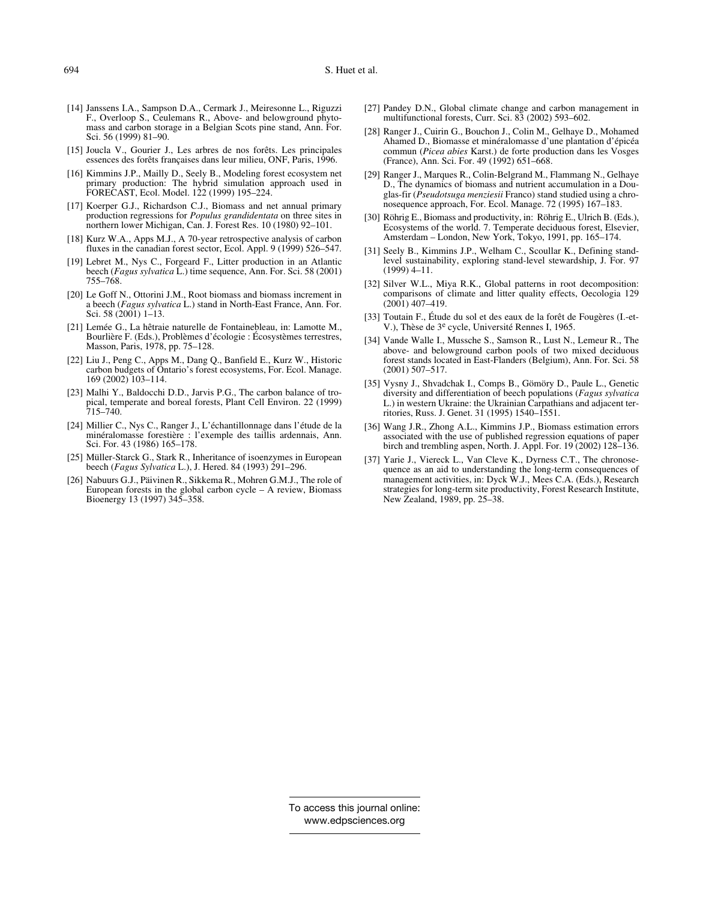[14] Janssens I.A., Sampson D.A., Cermark J., Meiresonne L., Riguzzi F., Overloop S., Ceulemans R., Above- and belowground phytomass and carbon storage in a Belgian Scots pine stand, Ann. For. Sci. 56 (1999) 81–90.

[15] Joucla V., Gourier J., Les arbres de nos forêts. Les principales essences des forêts françaises dans leur milieu, ONF, Paris, 1996.

[16] Kimmins J.P., Mailly D., Seely B., Modeling forest ecosystem net primary production: The hybrid simulation approach used in FORECAST, Ecol. Model. 122 (1999) 195–224.

[17] Koerper G.J., Richardson C.J., Biomass and net annual primary production regressions for *Populus grandidentata* on three sites in northern lower Michigan, Can. J. Forest Res. 10 (1980) 92–101.

[18] Kurz W.A., Apps M.J., A 70-year retrospective analysis of carbon fluxes in the canadian forest sector, Ecol. Appl. 9 (1999) 526–547.

[19] Lebret M., Nys C., Forgeard F., Litter production in an Atlantic beech (*Fagus sylvatica* L.) time sequence, Ann. For. Sci. 58 (2001) 755–768.

[20] Le Goff N., Ottorini J.M., Root biomass and biomass increment in a beech (*Fagus sylvatica* L.) stand in North-East France, Ann. For. Sci. 58 (2001) 1–13.

[21] Lemée G., La hêtraie naturelle de Fontainebleau, in: Lamotte M., Bourlière F. (Eds.), Problèmes d'écologie : Écosystèmes terrestres, Masson, Paris, 1978, pp. 75–128.

[22] Liu J., Peng C., Apps M., Dang Q., Banfield E., Kurz W., Historic carbon budgets of Ontario's forest ecosystems, For. Ecol. Manage. 169 (2002) 103–114.

[23] Malhi Y., Baldocchi D.D., Jarvis P.G., The carbon balance of tropical, temperate and boreal forests, Plant Cell Environ. 22 (1999) 715–740.

[24] Millier C., Nys C., Ranger J., L'échantillonnage dans l'étude de la minéralomasse forestière : l'exemple des taillis ardennais, Ann. Sci. For. 43 (1986) 165–178.

[25] Müller-Starck G., Stark R., Inheritance of isoenzymes in European beech (*Fagus Sylvatica* L.), J. Hered. 84 (1993) 291–296.

[26] Nabuurs G.J., Päivinen R., Sikkema R., Mohren G.M.J., The role of European forests in the global carbon cycle – A review, Biomass Bioenergy 13 (1997) 345–358.

[27] Pandey D.N., Global climate change and carbon management in multifunctional forests, Curr. Sci. 83 (2002) 593–602.

[28] Ranger J., Cuirin G., Bouchon J., Colin M., Gelhaye D., Mohamed Ahamed D., Biomasse et minéralomasse d'une plantation d'épicéa commun (*Picea abies* Karst.) de forte production dans les Vosges (France), Ann. Sci. For. 49 (1992) 651–668.

[29] Ranger J., Marques R., Colin-Belgrand M., Flammang N., Gelhaye D., The dynamics of biomass and nutrient accumulation in a Douglas-fir (*Pseudotsuga menziesii* Franco) stand studied using a chronosequence approach, For. Ecol. Manage. 72 (1995) 167–183.

[30] Röhrig E., Biomass and productivity, in: Röhrig E., Ulrich B. (Eds.), Ecosystems of the world. 7. Temperate deciduous forest, Elsevier, Amsterdam – London, New York, Tokyo, 1991, pp. 165–174.

[31] Seely B., Kimmins J.P., Welham C., Scoullar K., Defining stand-level sustainability, exploring stand-level stewardship, J. For. 97 (1999) 4–11.

[32] Silver W.L., Miya R.K., Global patterns in root decomposition: comparisons of climate and litter quality effects, Oecologia 129 (2001) 407–419.

[33] Toutain F., Étude du sol et des eaux de la forêt de Fougères (I.-et-V.), Thèse de 3e cycle, Université Rennes I, 1965.

[34] Vande Walle I., Mussche S., Samson R., Lust N., Lemeur R., The above- and belowground carbon pools of two mixed deciduous forest stands located in East-Flanders (Belgium), Ann. For. Sci. 58 (2001) 507–517.

[35] Vysny J., Shvadchak I., Comps B., Gömöry D., Paule L., Genetic diversity and differentiation of beech populations (*Fagus sylvatica* L.) in western Ukraine: the Ukrainian Carpathians and adjacent territories, Russ. J. Genet. 31 (1995) 1540–1551.

[36] Wang J.R., Zhong A.L., Kimmins J.P., Biomass estimation errors associated with the use of published regression equations of paper birch and trembling aspen, North. J. Appl. For. 19 (2002) 128–136.

[37] Yarie J., Viereck L., Van Cleve K., Dyrness C.T., The chronosequence as an aid to understanding the long-term consequences of management activities, in: Dyck W.J., Mees C.A. (Eds.), Research strategies for long-term site productivity, Forest Research Institute, New Zealand, 1989, pp. 25–38.

To access this journal online:
www.edpsciences.org